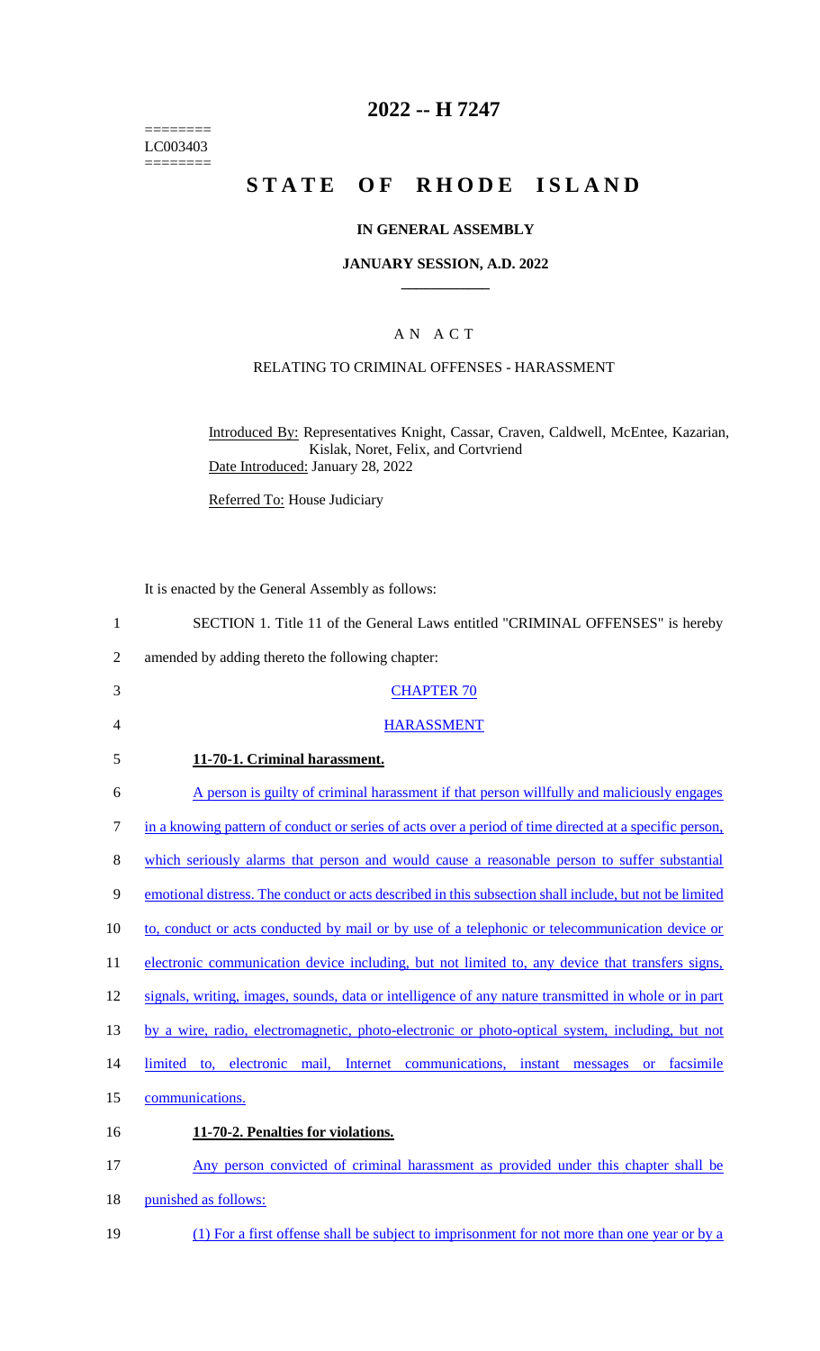========
LC003403
========

# 2022 -- H 7247

# STATE OF RHODE ISLAND

## IN GENERAL ASSEMBLY

### JANUARY SESSION, A.D. 2022

### A N A C T

RELATING TO CRIMINAL OFFENSES - HARASSMENT

Introduced By: Representatives Knight, Cassar, Craven, Caldwell, McEntee, Kazarian, Kislak, Noret, Felix, and Cortvriend

Date Introduced: January 28, 2022

Referred To: House Judiciary

It is enacted by the General Assembly as follows:

1 SECTION 1. Title 11 of the General Laws entitled "CRIMINAL OFFENSES" is hereby
2 amended by adding thereto the following chapter:

3 CHAPTER 70

4 HARASSMENT

5 **11-70-1. Criminal harassment.**

6 A person is guilty of criminal harassment if that person willfully and maliciously engages
7 in a knowing pattern of conduct or series of acts over a period of time directed at a specific person,
8 which seriously alarms that person and would cause a reasonable person to suffer substantial
9 emotional distress. The conduct or acts described in this subsection shall include, but not be limited
10 to, conduct or acts conducted by mail or by use of a telephonic or telecommunication device or
11 electronic communication device including, but not limited to, any device that transfers signs,
12 signals, writing, images, sounds, data or intelligence of any nature transmitted in whole or in part
13 by a wire, radio, electromagnetic, photo-electronic or photo-optical system, including, but not
14 limited to, electronic mail, Internet communications, instant messages or facsimile
15 communications.

16 **11-70-2. Penalties for violations.**

17 Any person convicted of criminal harassment as provided under this chapter shall be
18 punished as follows:

19 (1) For a first offense shall be subject to imprisonment for not more than one year or by a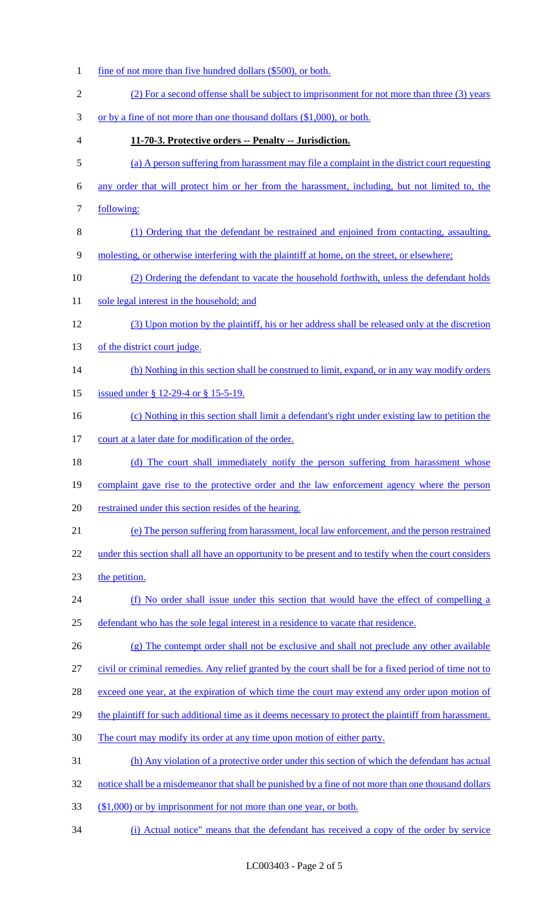fine of not more than five hundred dollars ($500), or both.

(2) For a second offense shall be subject to imprisonment for not more than three (3) years or by a fine of not more than one thousand dollars ($1,000), or both.

**11-70-3. Protective orders -- Penalty -- Jurisdiction.**

(a) A person suffering from harassment may file a complaint in the district court requesting any order that will protect him or her from the harassment, including, but not limited to, the following:

(1) Ordering that the defendant be restrained and enjoined from contacting, assaulting, molesting, or otherwise interfering with the plaintiff at home, on the street, or elsewhere;

(2) Ordering the defendant to vacate the household forthwith, unless the defendant holds sole legal interest in the household; and

(3) Upon motion by the plaintiff, his or her address shall be released only at the discretion of the district court judge.

(b) Nothing in this section shall be construed to limit, expand, or in any way modify orders issued under § 12-29-4 or § 15-5-19.

(c) Nothing in this section shall limit a defendant's right under existing law to petition the court at a later date for modification of the order.

(d) The court shall immediately notify the person suffering from harassment whose complaint gave rise to the protective order and the law enforcement agency where the person restrained under this section resides of the hearing.

(e) The person suffering from harassment, local law enforcement, and the person restrained under this section shall all have an opportunity to be present and to testify when the court considers the petition.

(f) No order shall issue under this section that would have the effect of compelling a defendant who has the sole legal interest in a residence to vacate that residence.

(g) The contempt order shall not be exclusive and shall not preclude any other available civil or criminal remedies. Any relief granted by the court shall be for a fixed period of time not to exceed one year, at the expiration of which time the court may extend any order upon motion of the plaintiff for such additional time as it deems necessary to protect the plaintiff from harassment. The court may modify its order at any time upon motion of either party.

(h) Any violation of a protective order under this section of which the defendant has actual notice shall be a misdemeanor that shall be punished by a fine of not more than one thousand dollars ($1,000) or by imprisonment for not more than one year, or both.

(i) Actual notice" means that the defendant has received a copy of the order by service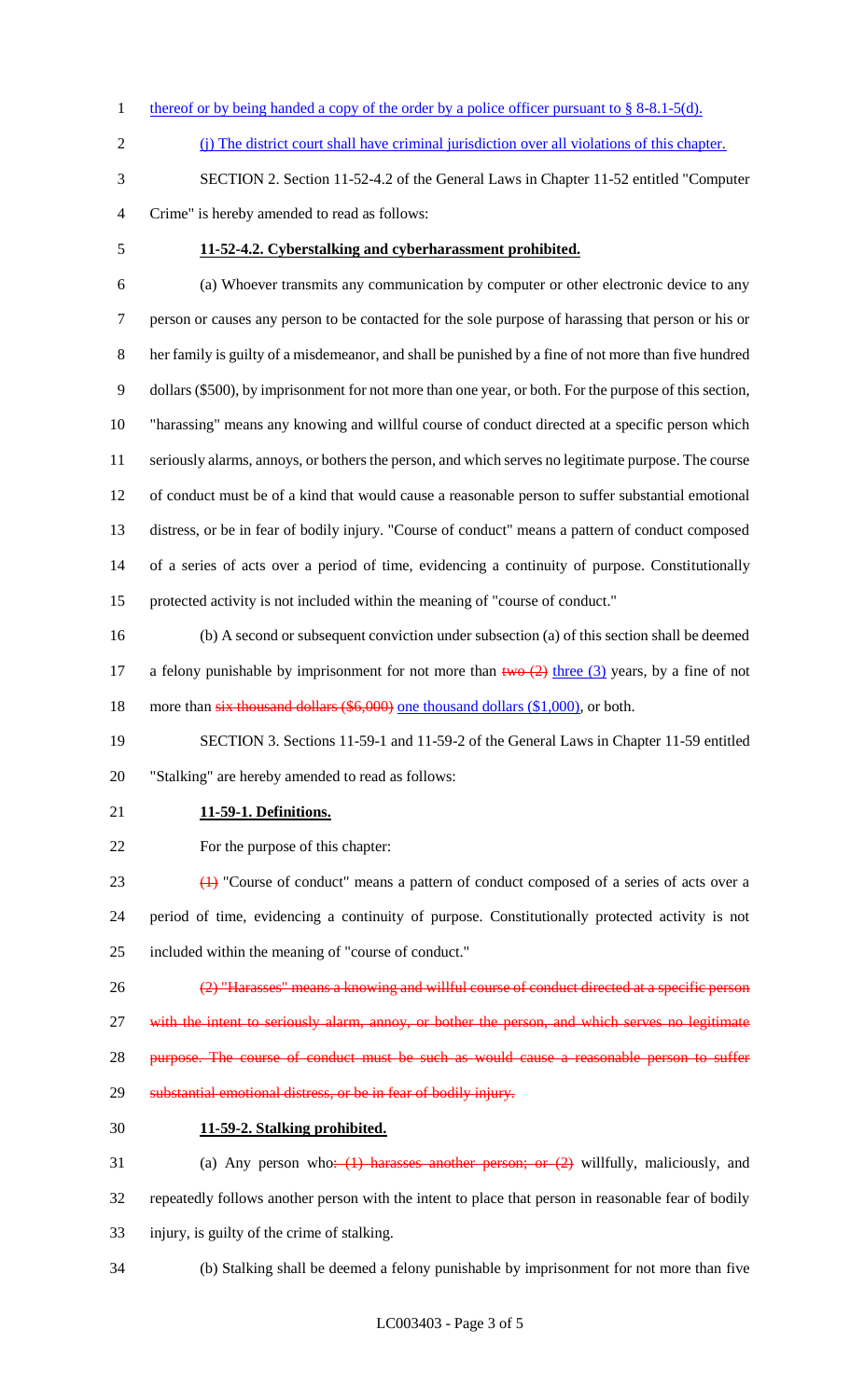thereof or by being handed a copy of the order by a police officer pursuant to § 8-8.1-5(d).

(j) The district court shall have criminal jurisdiction over all violations of this chapter.

SECTION 2. Section 11-52-4.2 of the General Laws in Chapter 11-52 entitled "Computer Crime" is hereby amended to read as follows:

**11-52-4.2. Cyberstalking and cyberharassment prohibited.**

(a) Whoever transmits any communication by computer or other electronic device to any person or causes any person to be contacted for the sole purpose of harassing that person or his or her family is guilty of a misdemeanor, and shall be punished by a fine of not more than five hundred dollars ($500), by imprisonment for not more than one year, or both. For the purpose of this section, "harassing" means any knowing and willful course of conduct directed at a specific person which seriously alarms, annoys, or bothers the person, and which serves no legitimate purpose. The course of conduct must be of a kind that would cause a reasonable person to suffer substantial emotional distress, or be in fear of bodily injury. "Course of conduct" means a pattern of conduct composed of a series of acts over a period of time, evidencing a continuity of purpose. Constitutionally protected activity is not included within the meaning of "course of conduct."

(b) A second or subsequent conviction under subsection (a) of this section shall be deemed a felony punishable by imprisonment for not more than ~~two (2)~~ three (3) years, by a fine of not more than ~~six thousand dollars ($6,000)~~ one thousand dollars ($1,000), or both.

SECTION 3. Sections 11-59-1 and 11-59-2 of the General Laws in Chapter 11-59 entitled "Stalking" are hereby amended to read as follows:

**11-59-1. Definitions.**

For the purpose of this chapter:

~~(1)~~ "Course of conduct" means a pattern of conduct composed of a series of acts over a period of time, evidencing a continuity of purpose. Constitutionally protected activity is not included within the meaning of "course of conduct."

~~(2) "Harasses" means a knowing and willful course of conduct directed at a specific person with the intent to seriously alarm, annoy, or bother the person, and which serves no legitimate purpose. The course of conduct must be such as would cause a reasonable person to suffer substantial emotional distress, or be in fear of bodily injury.~~

**11-59-2. Stalking prohibited.**

(a) Any person who~~: (1) harasses another person; or (2)~~ willfully, maliciously, and repeatedly follows another person with the intent to place that person in reasonable fear of bodily injury, is guilty of the crime of stalking.

(b) Stalking shall be deemed a felony punishable by imprisonment for not more than five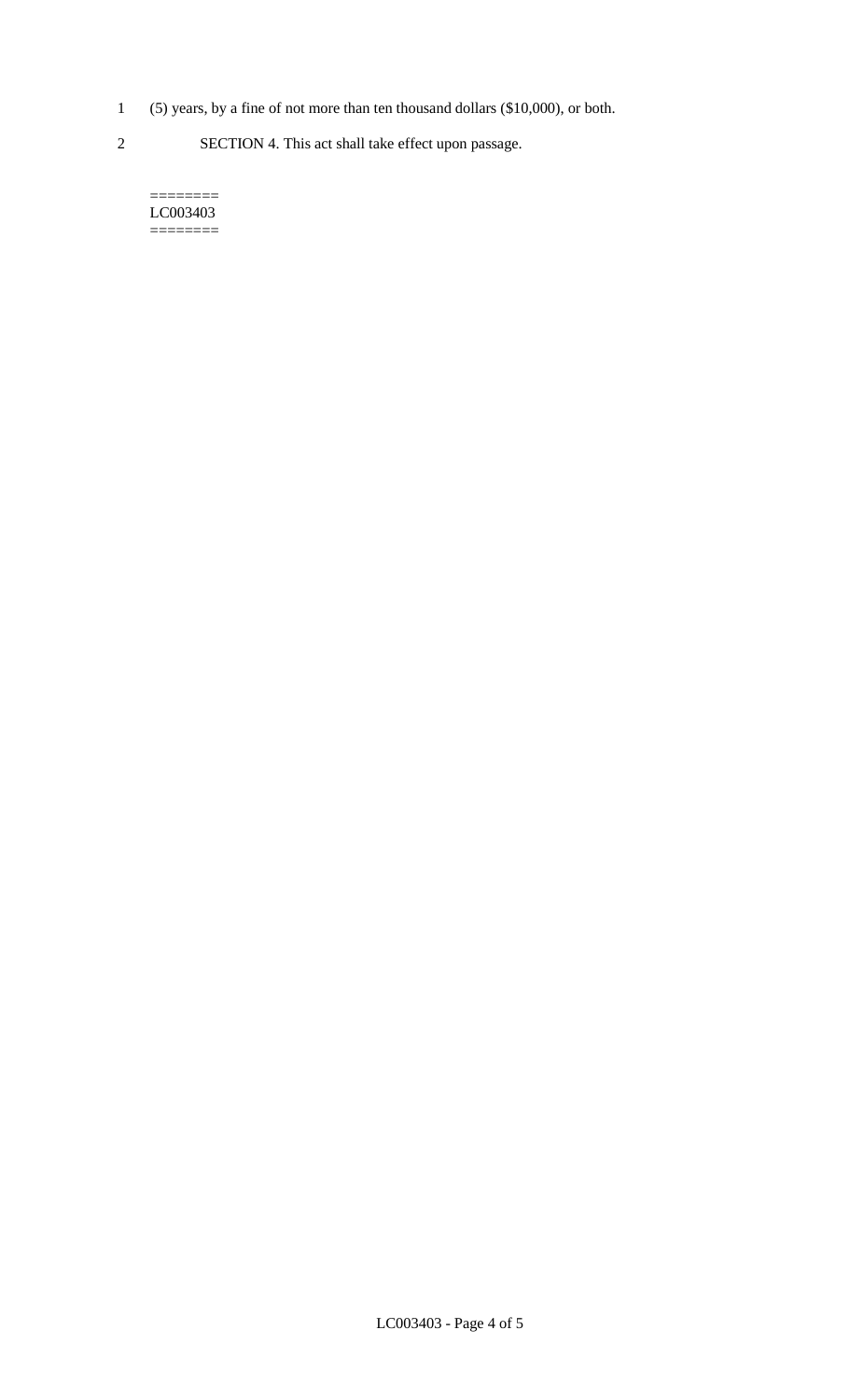(5) years, by a fine of not more than ten thousand dollars ($10,000), or both.

SECTION 4. This act shall take effect upon passage.

========
LC003403
========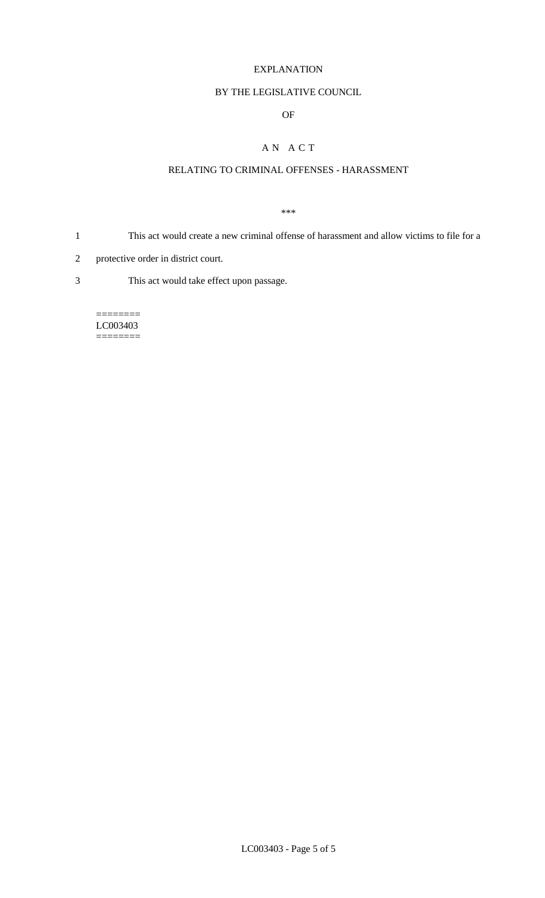EXPLANATION

BY THE LEGISLATIVE COUNCIL

OF

A N A C T

RELATING TO CRIMINAL OFFENSES - HARASSMENT

***

1 This act would create a new criminal offense of harassment and allow victims to file for a

2 protective order in district court.

3 This act would take effect upon passage.

========
LC003403
========